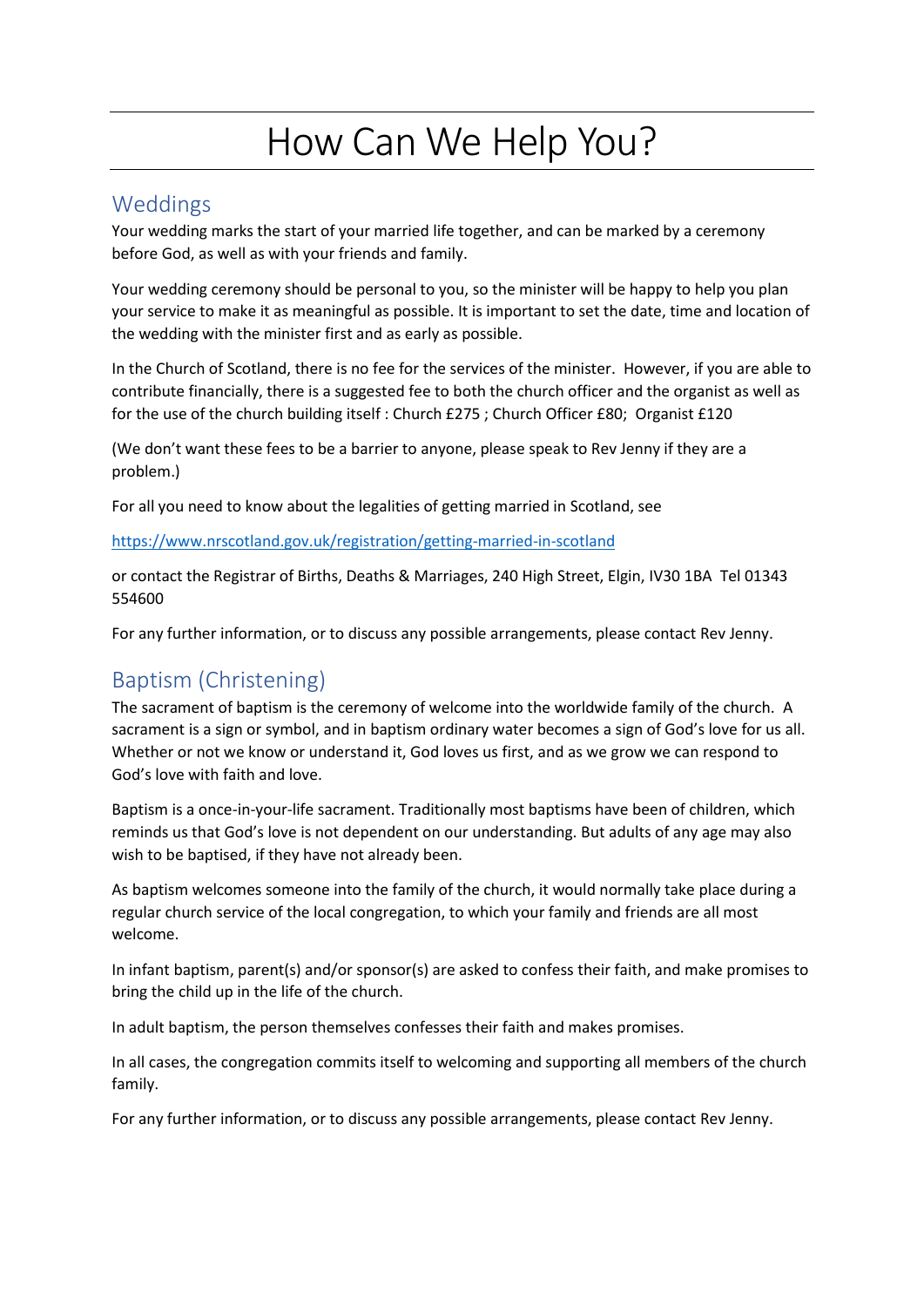# How Can We Help You?

## Weddings

Your wedding marks the start of your married life together, and can be marked by a ceremony before God, as well as with your friends and family.

Your wedding ceremony should be personal to you, so the minister will be happy to help you plan your service to make it as meaningful as possible. It is important to set the date, time and location of the wedding with the minister first and as early as possible.

In the Church of Scotland, there is no fee for the services of the minister. However, if you are able to contribute financially, there is a suggested fee to both the church officer and the organist as well as for the use of the church building itself : Church £275 ; Church Officer £80; Organist £120

(We don't want these fees to be a barrier to anyone, please speak to Rev Jenny if they are a problem.)

For all you need to know about the legalities of getting married in Scotland, see

https://www.nrscotland.gov.uk/registration/getting-married-in-scotland

or contact the Registrar of Births, Deaths & Marriages, 240 High Street, Elgin, IV30 1BA Tel 01343 554600

For any further information, or to discuss any possible arrangements, please contact Rev Jenny.

## Baptism (Christening)

The sacrament of baptism is the ceremony of welcome into the worldwide family of the church. A sacrament is a sign or symbol, and in baptism ordinary water becomes a sign of God's love for us all. Whether or not we know or understand it, God loves us first, and as we grow we can respond to God's love with faith and love.

Baptism is a once-in-your-life sacrament. Traditionally most baptisms have been of children, which reminds us that God's love is not dependent on our understanding. But adults of any age may also wish to be baptised, if they have not already been.

As baptism welcomes someone into the family of the church, it would normally take place during a regular church service of the local congregation, to which your family and friends are all most welcome.

In infant baptism, parent(s) and/or sponsor(s) are asked to confess their faith, and make promises to bring the child up in the life of the church.

In adult baptism, the person themselves confesses their faith and makes promises.

In all cases, the congregation commits itself to welcoming and supporting all members of the church family.

For any further information, or to discuss any possible arrangements, please contact Rev Jenny.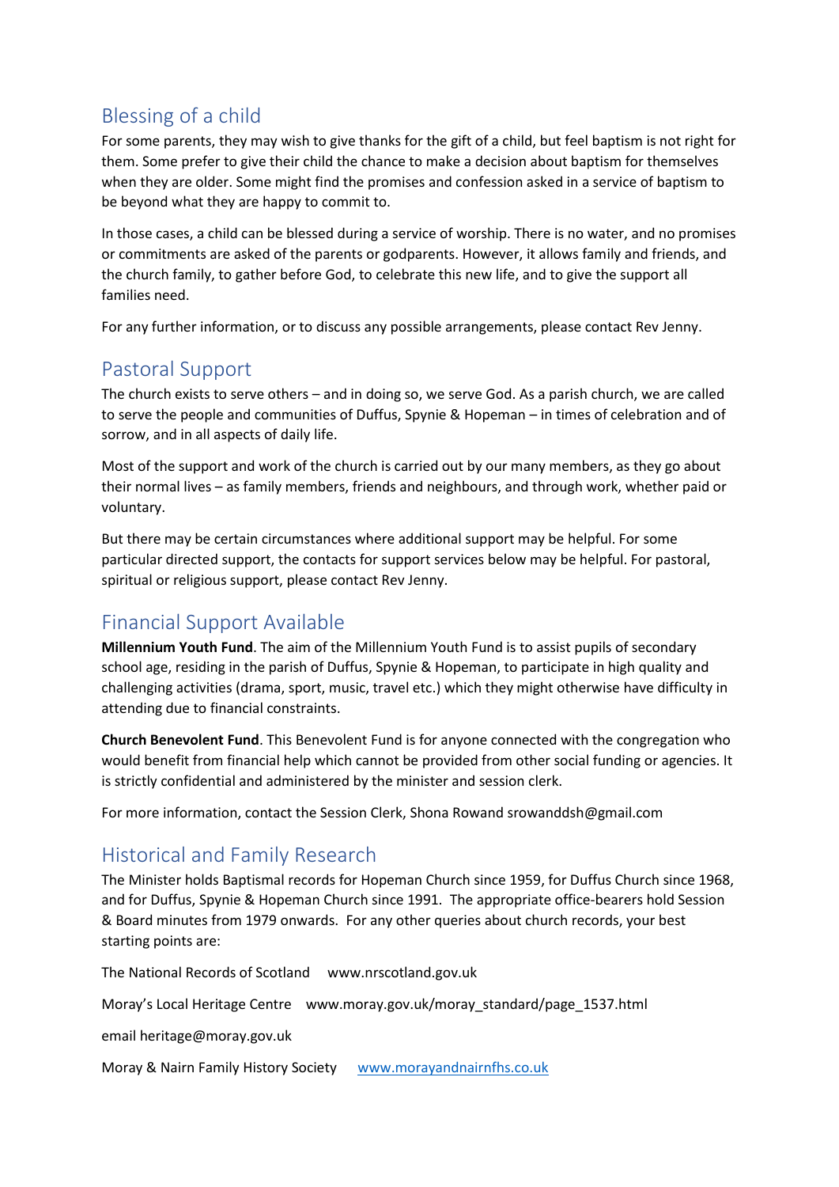## Blessing of a child

For some parents, they may wish to give thanks for the gift of a child, but feel baptism is not right for them. Some prefer to give their child the chance to make a decision about baptism for themselves when they are older. Some might find the promises and confession asked in a service of baptism to be beyond what they are happy to commit to.

In those cases, a child can be blessed during a service of worship. There is no water, and no promises or commitments are asked of the parents or godparents. However, it allows family and friends, and the church family, to gather before God, to celebrate this new life, and to give the support all families need.

For any further information, or to discuss any possible arrangements, please contact Rev Jenny.

## Pastoral Support

The church exists to serve others – and in doing so, we serve God. As a parish church, we are called to serve the people and communities of Duffus, Spynie & Hopeman – in times of celebration and of sorrow, and in all aspects of daily life.

Most of the support and work of the church is carried out by our many members, as they go about their normal lives – as family members, friends and neighbours, and through work, whether paid or voluntary.

But there may be certain circumstances where additional support may be helpful. For some particular directed support, the contacts for support services below may be helpful. For pastoral, spiritual or religious support, please contact Rev Jenny.

## Financial Support Available

**Millennium Youth Fund**. The aim of the Millennium Youth Fund is to assist pupils of secondary school age, residing in the parish of Duffus, Spynie & Hopeman, to participate in high quality and challenging activities (drama, sport, music, travel etc.) which they might otherwise have difficulty in attending due to financial constraints.

**Church Benevolent Fund**. This Benevolent Fund is for anyone connected with the congregation who would benefit from financial help which cannot be provided from other social funding or agencies. It is strictly confidential and administered by the minister and session clerk.

For more information, contact the Session Clerk, Shona Rowand srowanddsh@gmail.com

## Historical and Family Research

The Minister holds Baptismal records for Hopeman Church since 1959, for Duffus Church since 1968, and for Duffus, Spynie & Hopeman Church since 1991. The appropriate office-bearers hold Session & Board minutes from 1979 onwards. For any other queries about church records, your best starting points are:

The National Records of Scotland www.nrscotland.gov.uk

Moray's Local Heritage Centre www.moray.gov.uk/moray_standard/page_1537.html

email heritage@moray.gov.uk

Moray & Nairn Family History Society www.morayandnairnfhs.co.uk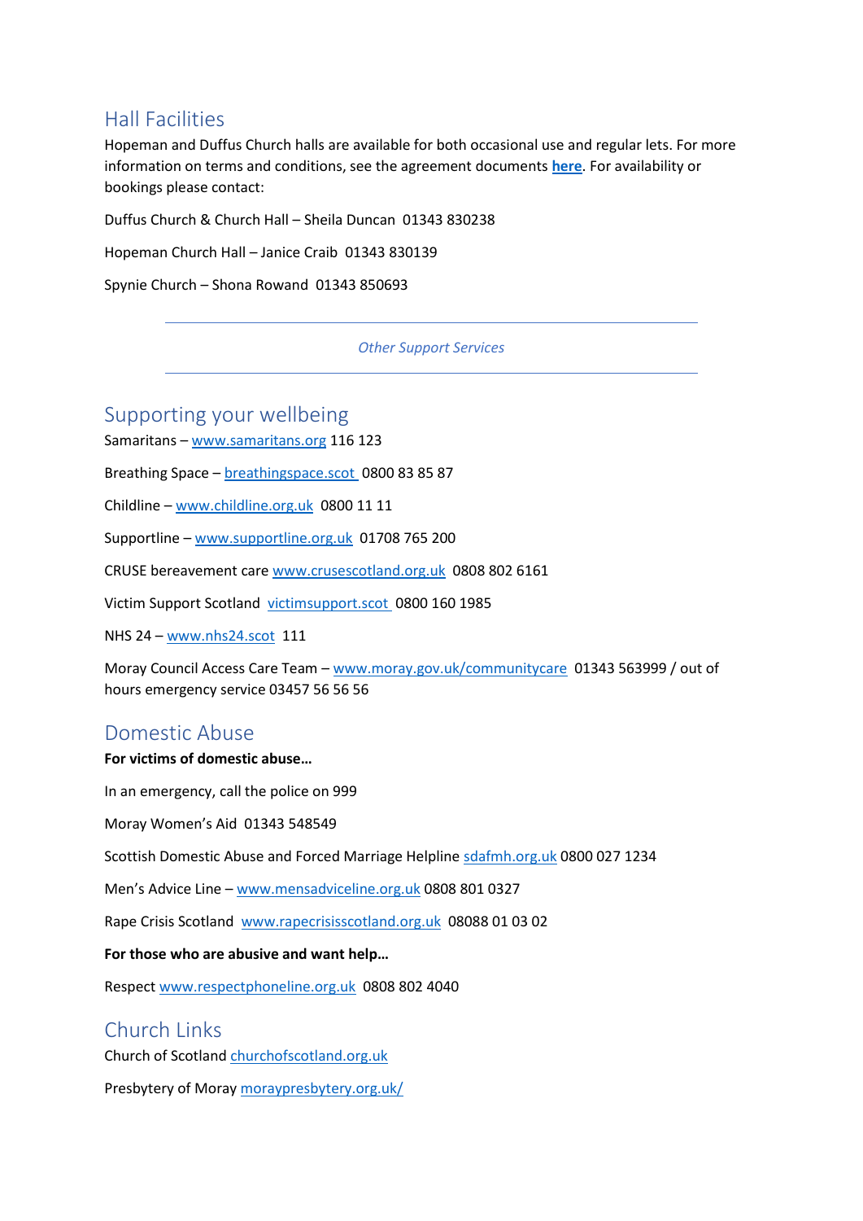## Hall Facilities

Hopeman and Duffus Church halls are available for both occasional use and regular lets. For more information on terms and conditions, see the agreement documents **here**. For availability or bookings please contact:

Duffus Church & Church Hall – Sheila Duncan 01343 830238

Hopeman Church Hall – Janice Craib 01343 830139

Spynie Church – Shona Rowand 01343 850693

---

*Other Support Services*

---

## Supporting your wellbeing

Samaritans – www.samaritans.org 116 123

Breathing Space – breathingspace.scot 0800 83 85 87

Childline – www.childline.org.uk 0800 11 11

Supportline – www.supportline.org.uk 01708 765 200

CRUSE bereavement care www.crusescotland.org.uk 0808 802 6161

Victim Support Scotland victimsupport.scot 0800 160 1985

NHS 24 – www.nhs24.scot 111

Moray Council Access Care Team – www.moray.gov.uk/communitycare 01343 563999 / out of hours emergency service 03457 56 56 56

## Domestic Abuse

**For victims of domestic abuse…**

In an emergency, call the police on 999

Moray Women's Aid 01343 548549

Scottish Domestic Abuse and Forced Marriage Helpline sdafmh.org.uk 0800 027 1234

Men's Advice Line – www.mensadviceline.org.uk 0808 801 0327

Rape Crisis Scotland www.rapecrisisscotland.org.uk 08088 01 03 02

**For those who are abusive and want help…**

Respect www.respectphoneline.org.uk 0808 802 4040

## Church Links

Church of Scotland churchofscotland.org.uk

Presbytery of Moray moraypresbytery.org.uk/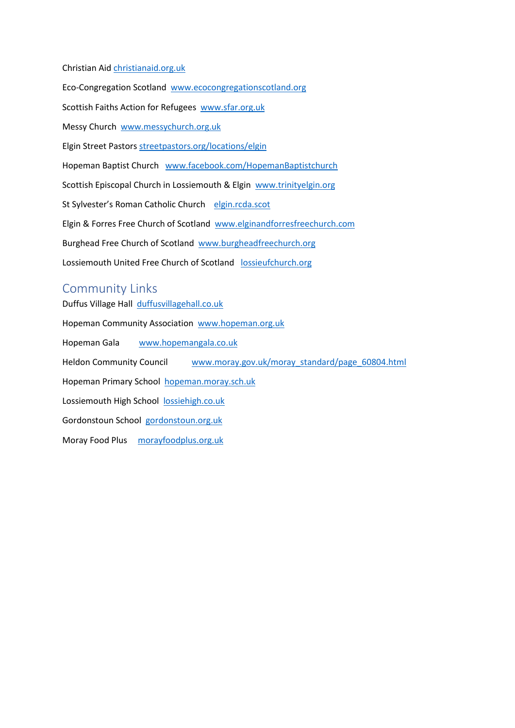Christian Aid christianaid.org.uk

Eco-Congregation Scotland www.ecocongregationscotland.org

Scottish Faiths Action for Refugees www.sfar.org.uk

Messy Church www.messychurch.org.uk

Elgin Street Pastors streetpastors.org/locations/elgin

Hopeman Baptist Church www.facebook.com/HopemanBaptistchurch

Scottish Episcopal Church in Lossiemouth & Elgin www.trinityelgin.org

St Sylvester's Roman Catholic Church elgin.rcda.scot

Elgin & Forres Free Church of Scotland www.elginandforresfreechurch.com

Burghead Free Church of Scotland www.burgheadfreechurch.org

Lossiemouth United Free Church of Scotland lossieufchurch.org

## Community Links

Duffus Village Hall duffusvillagehall.co.uk

Hopeman Community Association www.hopeman.org.uk

Hopeman Gala www.hopemangala.co.uk

Heldon Community Council www.moray.gov.uk/moray_standard/page_60804.html

Hopeman Primary School hopeman.moray.sch.uk

Lossiemouth High School lossiehigh.co.uk

Gordonstoun School gordonstoun.org.uk

Moray Food Plus morayfoodplus.org.uk